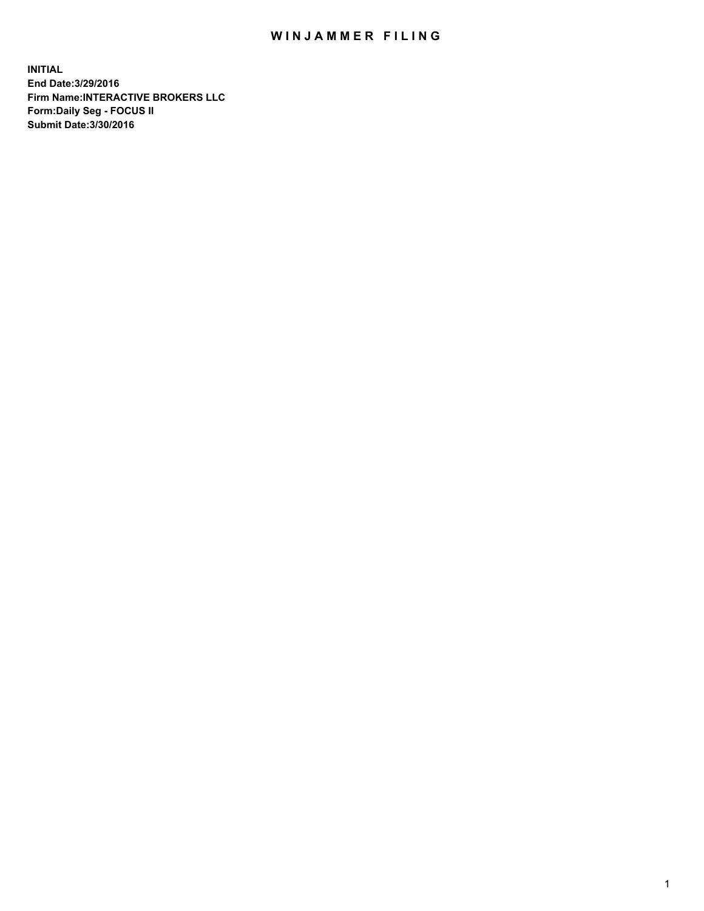# WINJAMMER FILING

**INITIAL**
**End Date:3/29/2016**
**Firm Name:INTERACTIVE BROKERS LLC**
**Form:Daily Seg - FOCUS II**
**Submit Date:3/30/2016**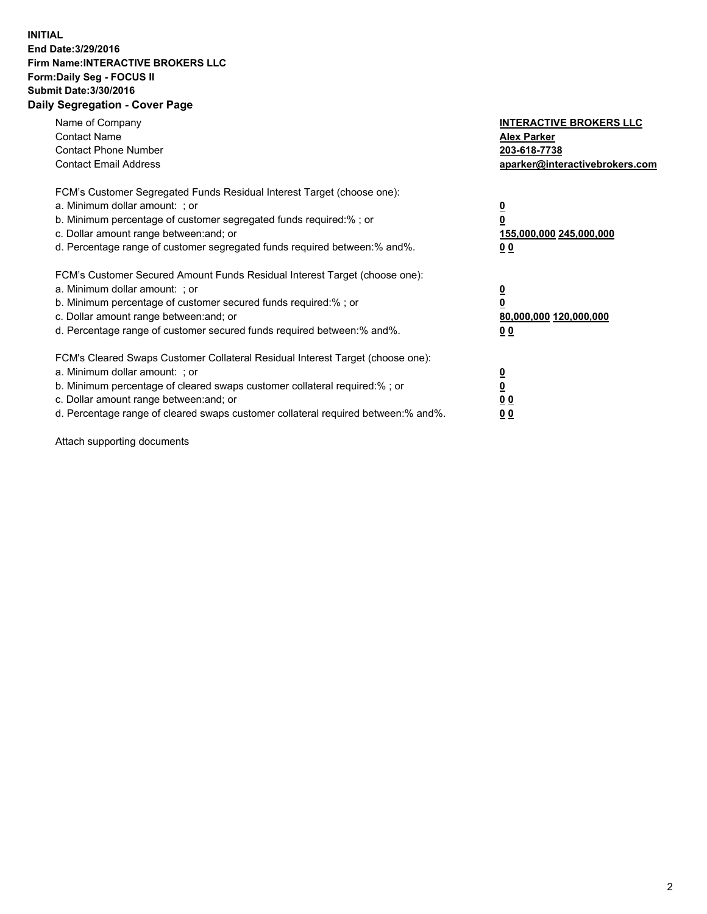**INITIAL**
**End Date:3/29/2016**
**Firm Name:INTERACTIVE BROKERS LLC**
**Form:Daily Seg - FOCUS II**
**Submit Date:3/30/2016**
**Daily Segregation - Cover Page**

| | |
|---|---|
| Name of Company | **INTERACTIVE BROKERS LLC** |
| Contact Name | **Alex Parker** |
| Contact Phone Number | **203-618-7738** |
| Contact Email Address | **aparker@interactivebrokers.com** |

| | |
|---|---|
| FCM's Customer Segregated Funds Residual Interest Target (choose one): | |
| a. Minimum dollar amount: ; or | **0** |
| b. Minimum percentage of customer segregated funds required:% ; or | **0** |
| c. Dollar amount range between:and; or | **155,000,000 245,000,000** |
| d. Percentage range of customer segregated funds required between:% and%. | **0 0** |

| | |
|---|---|
| FCM's Customer Secured Amount Funds Residual Interest Target (choose one): | |
| a. Minimum dollar amount: ; or | **0** |
| b. Minimum percentage of customer secured funds required:% ; or | **0** |
| c. Dollar amount range between:and; or | **80,000,000 120,000,000** |
| d. Percentage range of customer secured funds required between:% and%. | **0 0** |

| | |
|---|---|
| FCM's Cleared Swaps Customer Collateral Residual Interest Target (choose one): | |
| a. Minimum dollar amount: ; or | **0** |
| b. Minimum percentage of cleared swaps customer collateral required:% ; or | **0** |
| c. Dollar amount range between:and; or | **0 0** |
| d. Percentage range of cleared swaps customer collateral required between:% and%. | **0 0** |

Attach supporting documents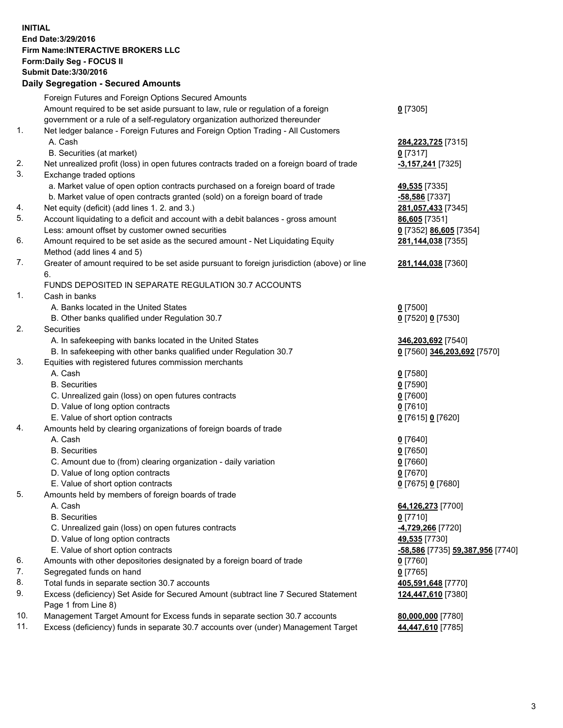**INITIAL**
**End Date:3/29/2016**
**Firm Name:INTERACTIVE BROKERS LLC**
**Form:Daily Seg - FOCUS II**
**Submit Date:3/30/2016**

## Daily Segregation - Secured Amounts

| | | |
|---|---|---|
| | Foreign Futures and Foreign Options Secured Amounts | |
| | Amount required to be set aside pursuant to law, rule or regulation of a foreign government or a rule of a self-regulatory organization authorized thereunder | **0** [7305] |
| 1. | Net ledger balance - Foreign Futures and Foreign Option Trading - All Customers | |
| | A. Cash | **284,223,725** [7315] |
| | B. Securities (at market) | **0** [7317] |
| 2. | Net unrealized profit (loss) in open futures contracts traded on a foreign board of trade | **-3,157,241** [7325] |
| 3. | Exchange traded options | |
| | a. Market value of open option contracts purchased on a foreign board of trade | **49,535** [7335] |
| | b. Market value of open contracts granted (sold) on a foreign board of trade | **-58,586** [7337] |
| 4. | Net equity (deficit) (add lines 1. 2. and 3.) | **281,057,433** [7345] |
| 5. | Account liquidating to a deficit and account with a debit balances - gross amount | **86,605** [7351] |
| | Less: amount offset by customer owned securities | **0** [7352] **86,605** [7354] |
| 6. | Amount required to be set aside as the secured amount - Net Liquidating Equity Method (add lines 4 and 5) | **281,144,038** [7355] |
| 7. | Greater of amount required to be set aside pursuant to foreign jurisdiction (above) or line 6. | **281,144,038** [7360] |
| | FUNDS DEPOSITED IN SEPARATE REGULATION 30.7 ACCOUNTS | |
| 1. | Cash in banks | |
| | A. Banks located in the United States | **0** [7500] |
| | B. Other banks qualified under Regulation 30.7 | **0** [7520] **0** [7530] |
| 2. | Securities | |
| | A. In safekeeping with banks located in the United States | **346,203,692** [7540] |
| | B. In safekeeping with other banks qualified under Regulation 30.7 | **0** [7560] **346,203,692** [7570] |
| 3. | Equities with registered futures commission merchants | |
| | A. Cash | **0** [7580] |
| | B. Securities | **0** [7590] |
| | C. Unrealized gain (loss) on open futures contracts | **0** [7600] |
| | D. Value of long option contracts | **0** [7610] |
| | E. Value of short option contracts | **0** [7615] **0** [7620] |
| 4. | Amounts held by clearing organizations of foreign boards of trade | |
| | A. Cash | **0** [7640] |
| | B. Securities | **0** [7650] |
| | C. Amount due to (from) clearing organization - daily variation | **0** [7660] |
| | D. Value of long option contracts | **0** [7670] |
| | E. Value of short option contracts | **0** [7675] **0** [7680] |
| 5. | Amounts held by members of foreign boards of trade | |
| | A. Cash | **64,126,273** [7700] |
| | B. Securities | **0** [7710] |
| | C. Unrealized gain (loss) on open futures contracts | **-4,729,266** [7720] |
| | D. Value of long option contracts | **49,535** [7730] |
| | E. Value of short option contracts | **-58,586** [7735] **59,387,956** [7740] |
| 6. | Amounts with other depositories designated by a foreign board of trade | **0** [7760] |
| 7. | Segregated funds on hand | **0** [7765] |
| 8. | Total funds in separate section 30.7 accounts | **405,591,648** [7770] |
| 9. | Excess (deficiency) Set Aside for Secured Amount (subtract line 7 Secured Statement Page 1 from Line 8) | **124,447,610** [7380] |
| 10. | Management Target Amount for Excess funds in separate section 30.7 accounts | **80,000,000** [7780] |
| 11. | Excess (deficiency) funds in separate 30.7 accounts over (under) Management Target | **44,447,610** [7785] |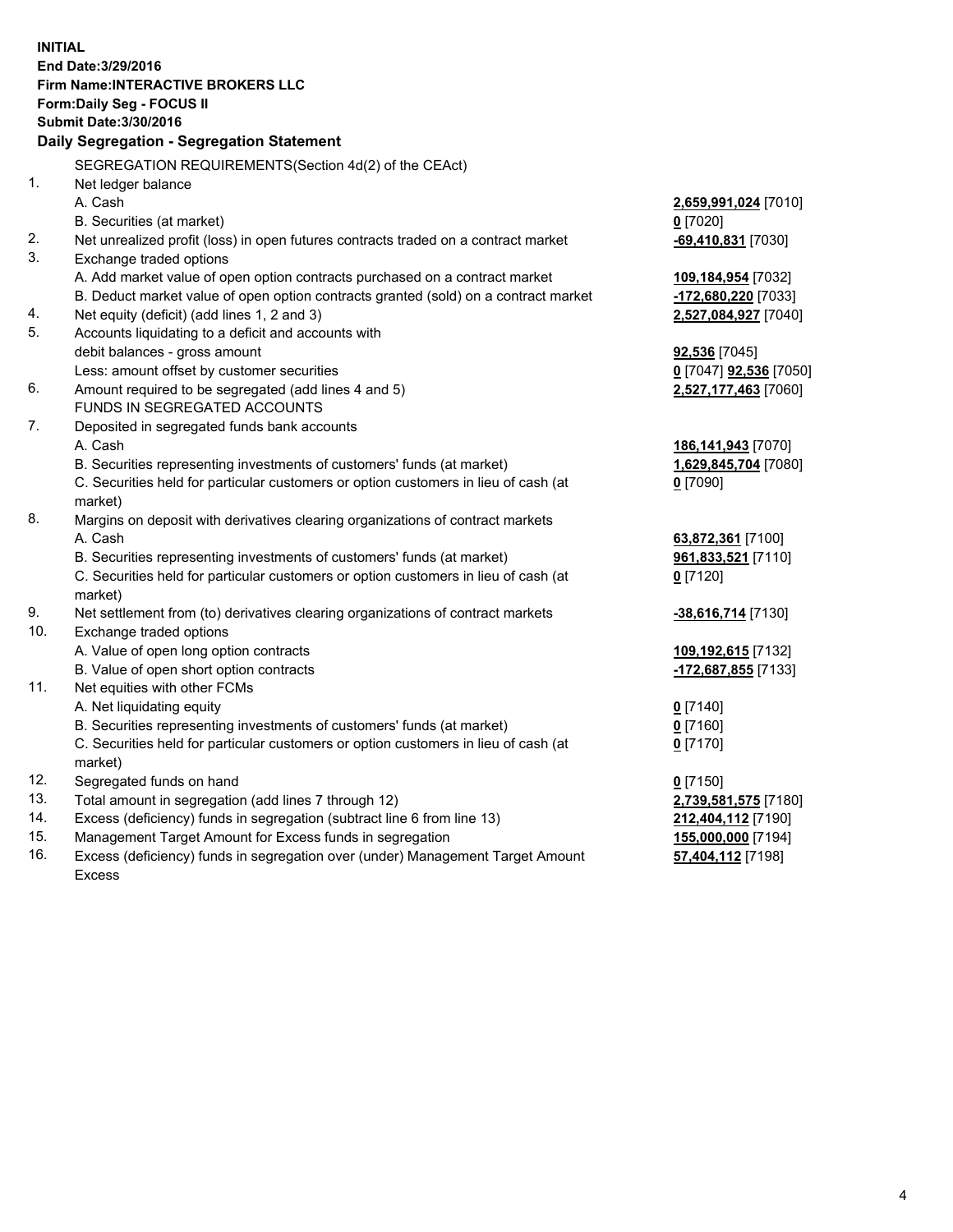**INITIAL**
**End Date:3/29/2016**
**Firm Name:INTERACTIVE BROKERS LLC**
**Form:Daily Seg - FOCUS II**
**Submit Date:3/30/2016**

## Daily Segregation - Segregation Statement

SEGREGATION REQUIREMENTS(Section 4d(2) of the CEAct)

| | | |
|---|---|---|
| 1. | Net ledger balance | |
| | A. Cash | **2,659,991,024** [7010] |
| | B. Securities (at market) | **0** [7020] |
| 2. | Net unrealized profit (loss) in open futures contracts traded on a contract market | **-69,410,831** [7030] |
| 3. | Exchange traded options | |
| | A. Add market value of open option contracts purchased on a contract market | **109,184,954** [7032] |
| | B. Deduct market value of open option contracts granted (sold) on a contract market | **-172,680,220** [7033] |
| 4. | Net equity (deficit) (add lines 1, 2 and 3) | **2,527,084,927** [7040] |
| 5. | Accounts liquidating to a deficit and accounts with debit balances - gross amount | **92,536** [7045] |
| | Less: amount offset by customer securities | **0** [7047] **92,536** [7050] |
| 6. | Amount required to be segregated (add lines 4 and 5) | **2,527,177,463** [7060] |
| | FUNDS IN SEGREGATED ACCOUNTS | |
| 7. | Deposited in segregated funds bank accounts | |
| | A. Cash | **186,141,943** [7070] |
| | B. Securities representing investments of customers' funds (at market) | **1,629,845,704** [7080] |
| | C. Securities held for particular customers or option customers in lieu of cash (at market) | **0** [7090] |
| 8. | Margins on deposit with derivatives clearing organizations of contract markets | |
| | A. Cash | **63,872,361** [7100] |
| | B. Securities representing investments of customers' funds (at market) | **961,833,521** [7110] |
| | C. Securities held for particular customers or option customers in lieu of cash (at market) | **0** [7120] |
| 9. | Net settlement from (to) derivatives clearing organizations of contract markets | **-38,616,714** [7130] |
| 10. | Exchange traded options | |
| | A. Value of open long option contracts | **109,192,615** [7132] |
| | B. Value of open short option contracts | **-172,687,855** [7133] |
| 11. | Net equities with other FCMs | |
| | A. Net liquidating equity | **0** [7140] |
| | B. Securities representing investments of customers' funds (at market) | **0** [7160] |
| | C. Securities held for particular customers or option customers in lieu of cash (at market) | **0** [7170] |
| 12. | Segregated funds on hand | **0** [7150] |
| 13. | Total amount in segregation (add lines 7 through 12) | **2,739,581,575** [7180] |
| 14. | Excess (deficiency) funds in segregation (subtract line 6 from line 13) | **212,404,112** [7190] |
| 15. | Management Target Amount for Excess funds in segregation | **155,000,000** [7194] |
| 16. | Excess (deficiency) funds in segregation over (under) Management Target Amount Excess | **57,404,112** [7198] |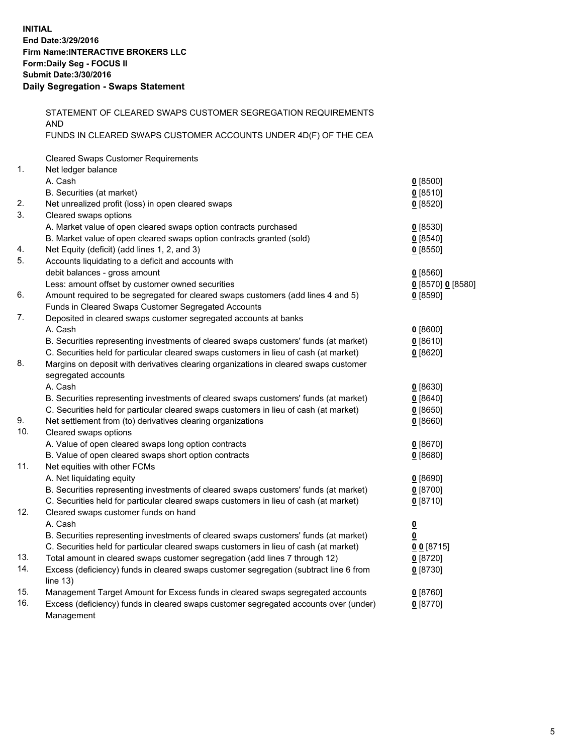**INITIAL**
**End Date:3/29/2016**
**Firm Name:INTERACTIVE BROKERS LLC**
**Form:Daily Seg - FOCUS II**
**Submit Date:3/30/2016**
**Daily Segregation - Swaps Statement**

STATEMENT OF CLEARED SWAPS CUSTOMER SEGREGATION REQUIREMENTS AND FUNDS IN CLEARED SWAPS CUSTOMER ACCOUNTS UNDER 4D(F) OF THE CEA

| | | |
|---|---|---|
| | Cleared Swaps Customer Requirements | |
| 1. | Net ledger balance | |
| | A. Cash | 0 [8500] |
| | B. Securities (at market) | 0 [8510] |
| 2. | Net unrealized profit (loss) in open cleared swaps | 0 [8520] |
| 3. | Cleared swaps options | |
| | A. Market value of open cleared swaps option contracts purchased | 0 [8530] |
| | B. Market value of open cleared swaps option contracts granted (sold) | 0 [8540] |
| 4. | Net Equity (deficit) (add lines 1, 2, and 3) | 0 [8550] |
| 5. | Accounts liquidating to a deficit and accounts with debit balances - gross amount | 0 [8560] |
| | Less: amount offset by customer owned securities | 0 [8570] 0 [8580] |
| 6. | Amount required to be segregated for cleared swaps customers (add lines 4 and 5) | 0 [8590] |
| | Funds in Cleared Swaps Customer Segregated Accounts | |
| 7. | Deposited in cleared swaps customer segregated accounts at banks | |
| | A. Cash | 0 [8600] |
| | B. Securities representing investments of cleared swaps customers' funds (at market) | 0 [8610] |
| | C. Securities held for particular cleared swaps customers in lieu of cash (at market) | 0 [8620] |
| 8. | Margins on deposit with derivatives clearing organizations in cleared swaps customer segregated accounts | |
| | A. Cash | 0 [8630] |
| | B. Securities representing investments of cleared swaps customers' funds (at market) | 0 [8640] |
| | C. Securities held for particular cleared swaps customers in lieu of cash (at market) | 0 [8650] |
| 9. | Net settlement from (to) derivatives clearing organizations | 0 [8660] |
| 10. | Cleared swaps options | |
| | A. Value of open cleared swaps long option contracts | 0 [8670] |
| | B. Value of open cleared swaps short option contracts | 0 [8680] |
| 11. | Net equities with other FCMs | |
| | A. Net liquidating equity | 0 [8690] |
| | B. Securities representing investments of cleared swaps customers' funds (at market) | 0 [8700] |
| | C. Securities held for particular cleared swaps customers in lieu of cash (at market) | 0 [8710] |
| 12. | Cleared swaps customer funds on hand | |
| | A. Cash | 0 |
| | B. Securities representing investments of cleared swaps customers' funds (at market) | 0 |
| | C. Securities held for particular cleared swaps customers in lieu of cash (at market) | 0 0 [8715] |
| 13. | Total amount in cleared swaps customer segregation (add lines 7 through 12) | 0 [8720] |
| 14. | Excess (deficiency) funds in cleared swaps customer segregation (subtract line 6 from line 13) | 0 [8730] |
| 15. | Management Target Amount for Excess funds in cleared swaps segregated accounts | 0 [8760] |
| 16. | Excess (deficiency) funds in cleared swaps customer segregated accounts over (under) Management | 0 [8770] |